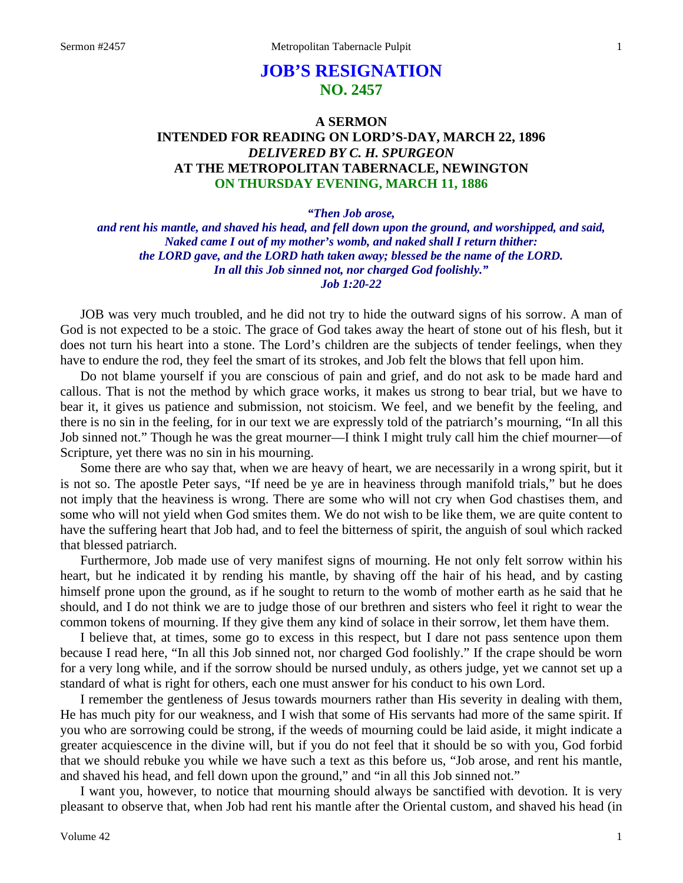# JOB'S RESIGNATION
## NO. 2457

### A SERMON
### INTENDED FOR READING ON LORD'S-DAY, MARCH 22, 1896
### *DELIVERED BY C. H. SPURGEON*
### AT THE METROPOLITAN TABERNACLE, NEWINGTON
### ON THURSDAY EVENING, MARCH 11, 1886

***"Then Job arose, and rent his mantle, and shaved his head, and fell down upon the ground, and worshipped, and said, Naked came I out of my mother's womb, and naked shall I return thither: the LORD gave, and the LORD hath taken away; blessed be the name of the LORD. In all this Job sinned not, nor charged God foolishly." Job 1:20-22***

JOB was very much troubled, and he did not try to hide the outward signs of his sorrow. A man of God is not expected to be a stoic. The grace of God takes away the heart of stone out of his flesh, but it does not turn his heart into a stone. The Lord's children are the subjects of tender feelings, when they have to endure the rod, they feel the smart of its strokes, and Job felt the blows that fell upon him.

Do not blame yourself if you are conscious of pain and grief, and do not ask to be made hard and callous. That is not the method by which grace works, it makes us strong to bear trial, but we have to bear it, it gives us patience and submission, not stoicism. We feel, and we benefit by the feeling, and there is no sin in the feeling, for in our text we are expressly told of the patriarch's mourning, "In all this Job sinned not." Though he was the great mourner—I think I might truly call him the chief mourner—of Scripture, yet there was no sin in his mourning.

Some there are who say that, when we are heavy of heart, we are necessarily in a wrong spirit, but it is not so. The apostle Peter says, "If need be ye are in heaviness through manifold trials," but he does not imply that the heaviness is wrong. There are some who will not cry when God chastises them, and some who will not yield when God smites them. We do not wish to be like them, we are quite content to have the suffering heart that Job had, and to feel the bitterness of spirit, the anguish of soul which racked that blessed patriarch.

Furthermore, Job made use of very manifest signs of mourning. He not only felt sorrow within his heart, but he indicated it by rending his mantle, by shaving off the hair of his head, and by casting himself prone upon the ground, as if he sought to return to the womb of mother earth as he said that he should, and I do not think we are to judge those of our brethren and sisters who feel it right to wear the common tokens of mourning. If they give them any kind of solace in their sorrow, let them have them.

I believe that, at times, some go to excess in this respect, but I dare not pass sentence upon them because I read here, "In all this Job sinned not, nor charged God foolishly." If the crape should be worn for a very long while, and if the sorrow should be nursed unduly, as others judge, yet we cannot set up a standard of what is right for others, each one must answer for his conduct to his own Lord.

I remember the gentleness of Jesus towards mourners rather than His severity in dealing with them, He has much pity for our weakness, and I wish that some of His servants had more of the same spirit. If you who are sorrowing could be strong, if the weeds of mourning could be laid aside, it might indicate a greater acquiescence in the divine will, but if you do not feel that it should be so with you, God forbid that we should rebuke you while we have such a text as this before us, "Job arose, and rent his mantle, and shaved his head, and fell down upon the ground," and "in all this Job sinned not."

I want you, however, to notice that mourning should always be sanctified with devotion. It is very pleasant to observe that, when Job had rent his mantle after the Oriental custom, and shaved his head (in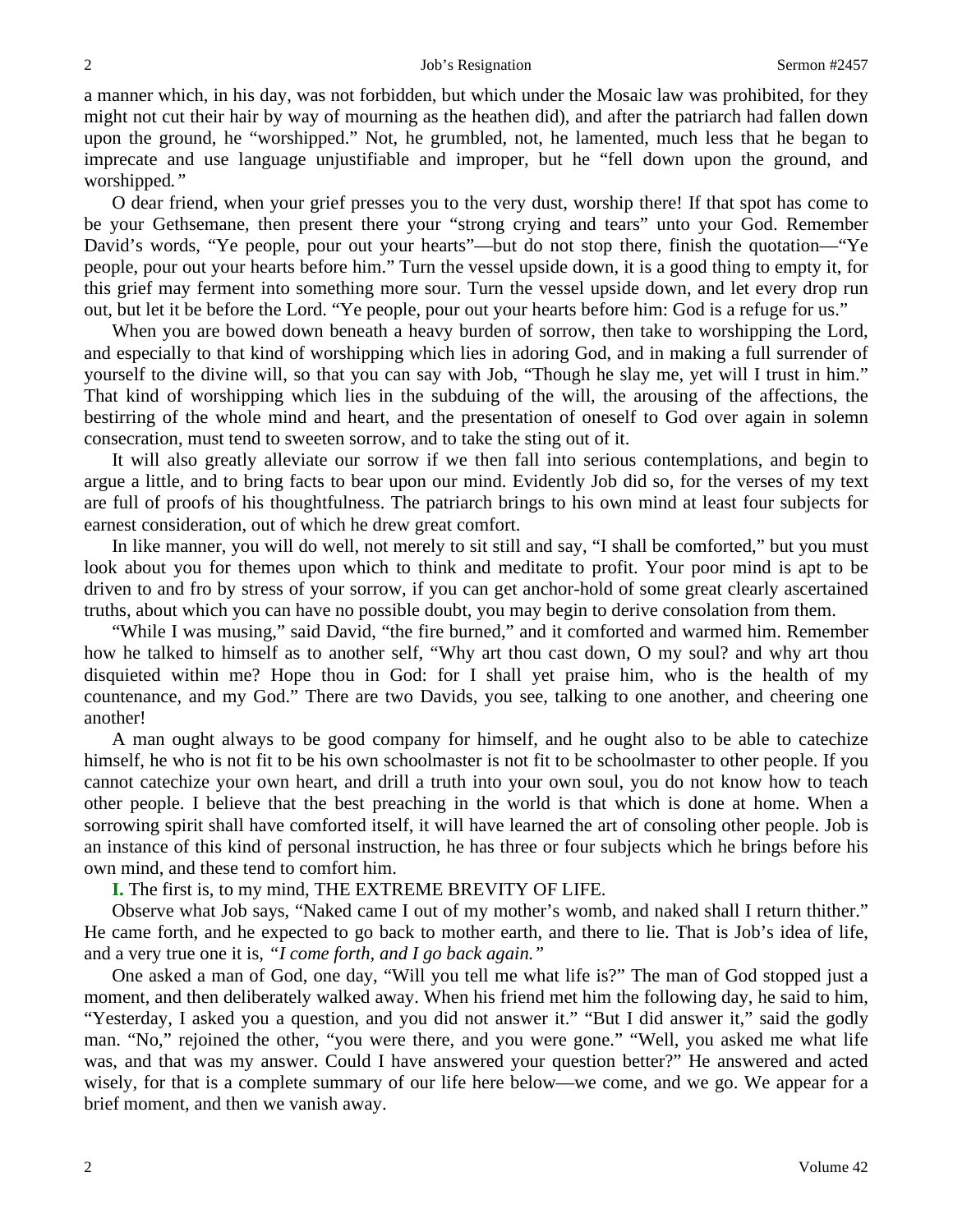a manner which, in his day, was not forbidden, but which under the Mosaic law was prohibited, for they might not cut their hair by way of mourning as the heathen did), and after the patriarch had fallen down upon the ground, he "worshipped." Not, he grumbled, not, he lamented, much less that he began to imprecate and use language unjustifiable and improper, but he "fell down upon the ground, and worshipped*."*

O dear friend, when your grief presses you to the very dust, worship there! If that spot has come to be your Gethsemane, then present there your "strong crying and tears" unto your God. Remember David's words, "Ye people, pour out your hearts"—but do not stop there, finish the quotation—"Ye people, pour out your hearts before him." Turn the vessel upside down, it is a good thing to empty it, for this grief may ferment into something more sour. Turn the vessel upside down, and let every drop run out, but let it be before the Lord. "Ye people, pour out your hearts before him: God is a refuge for us."

When you are bowed down beneath a heavy burden of sorrow, then take to worshipping the Lord, and especially to that kind of worshipping which lies in adoring God, and in making a full surrender of yourself to the divine will, so that you can say with Job, "Though he slay me, yet will I trust in him." That kind of worshipping which lies in the subduing of the will, the arousing of the affections, the bestirring of the whole mind and heart, and the presentation of oneself to God over again in solemn consecration, must tend to sweeten sorrow, and to take the sting out of it.

It will also greatly alleviate our sorrow if we then fall into serious contemplations, and begin to argue a little, and to bring facts to bear upon our mind. Evidently Job did so, for the verses of my text are full of proofs of his thoughtfulness. The patriarch brings to his own mind at least four subjects for earnest consideration, out of which he drew great comfort.

In like manner, you will do well, not merely to sit still and say, "I shall be comforted," but you must look about you for themes upon which to think and meditate to profit. Your poor mind is apt to be driven to and fro by stress of your sorrow, if you can get anchor-hold of some great clearly ascertained truths, about which you can have no possible doubt, you may begin to derive consolation from them.

"While I was musing," said David, "the fire burned," and it comforted and warmed him. Remember how he talked to himself as to another self, "Why art thou cast down, O my soul? and why art thou disquieted within me? Hope thou in God: for I shall yet praise him, who is the health of my countenance, and my God." There are two Davids, you see, talking to one another, and cheering one another!

A man ought always to be good company for himself, and he ought also to be able to catechize himself, he who is not fit to be his own schoolmaster is not fit to be schoolmaster to other people. If you cannot catechize your own heart, and drill a truth into your own soul, you do not know how to teach other people. I believe that the best preaching in the world is that which is done at home. When a sorrowing spirit shall have comforted itself, it will have learned the art of consoling other people. Job is an instance of this kind of personal instruction, he has three or four subjects which he brings before his own mind, and these tend to comfort him.

**I.** The first is, to my mind, THE EXTREME BREVITY OF LIFE.

Observe what Job says, "Naked came I out of my mother's womb, and naked shall I return thither." He came forth, and he expected to go back to mother earth, and there to lie. That is Job's idea of life, and a very true one it is, *"I come forth, and I go back again."*

One asked a man of God, one day, "Will you tell me what life is?" The man of God stopped just a moment, and then deliberately walked away. When his friend met him the following day, he said to him, "Yesterday, I asked you a question, and you did not answer it." "But I did answer it," said the godly man. "No," rejoined the other, "you were there, and you were gone." "Well, you asked me what life was, and that was my answer. Could I have answered your question better?" He answered and acted wisely, for that is a complete summary of our life here below—we come, and we go. We appear for a brief moment, and then we vanish away.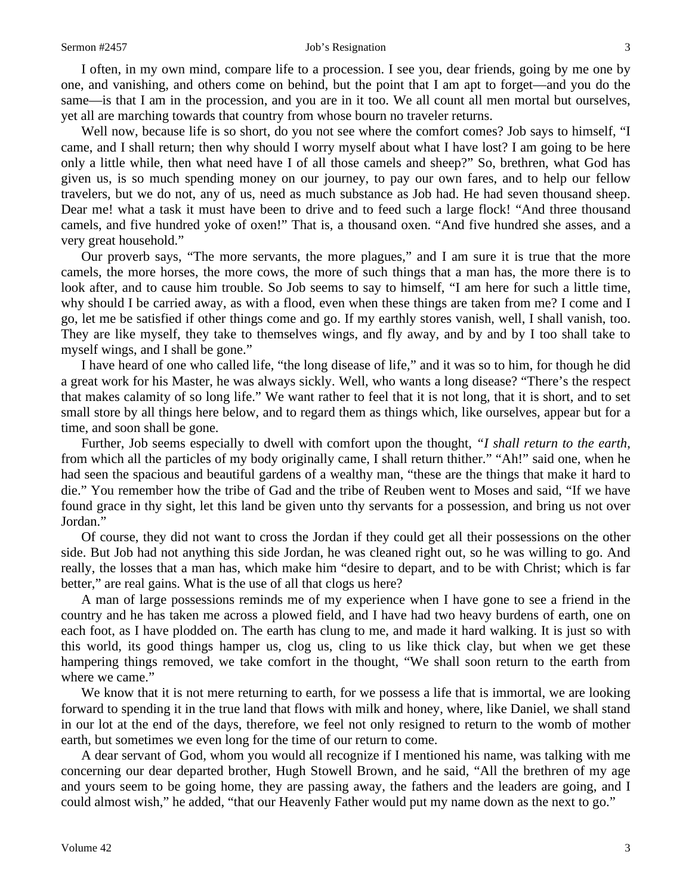I often, in my own mind, compare life to a procession. I see you, dear friends, going by me one by one, and vanishing, and others come on behind, but the point that I am apt to forget—and you do the same—is that I am in the procession, and you are in it too. We all count all men mortal but ourselves, yet all are marching towards that country from whose bourn no traveler returns.

Well now, because life is so short, do you not see where the comfort comes? Job says to himself, "I came, and I shall return; then why should I worry myself about what I have lost? I am going to be here only a little while, then what need have I of all those camels and sheep?" So, brethren, what God has given us, is so much spending money on our journey, to pay our own fares, and to help our fellow travelers, but we do not, any of us, need as much substance as Job had. He had seven thousand sheep. Dear me! what a task it must have been to drive and to feed such a large flock! "And three thousand camels, and five hundred yoke of oxen!" That is, a thousand oxen. "And five hundred she asses, and a very great household."

Our proverb says, "The more servants, the more plagues," and I am sure it is true that the more camels, the more horses, the more cows, the more of such things that a man has, the more there is to look after, and to cause him trouble. So Job seems to say to himself, "I am here for such a little time, why should I be carried away, as with a flood, even when these things are taken from me? I come and I go, let me be satisfied if other things come and go. If my earthly stores vanish, well, I shall vanish, too. They are like myself, they take to themselves wings, and fly away, and by and by I too shall take to myself wings, and I shall be gone."

I have heard of one who called life, "the long disease of life," and it was so to him, for though he did a great work for his Master, he was always sickly. Well, who wants a long disease? "There's the respect that makes calamity of so long life." We want rather to feel that it is not long, that it is short, and to set small store by all things here below, and to regard them as things which, like ourselves, appear but for a time, and soon shall be gone.

Further, Job seems especially to dwell with comfort upon the thought, *"I shall return to the earth*, from which all the particles of my body originally came, I shall return thither." "Ah!" said one, when he had seen the spacious and beautiful gardens of a wealthy man, "these are the things that make it hard to die." You remember how the tribe of Gad and the tribe of Reuben went to Moses and said, "If we have found grace in thy sight, let this land be given unto thy servants for a possession, and bring us not over Jordan."

Of course, they did not want to cross the Jordan if they could get all their possessions on the other side. But Job had not anything this side Jordan, he was cleaned right out, so he was willing to go. And really, the losses that a man has, which make him "desire to depart, and to be with Christ; which is far better," are real gains. What is the use of all that clogs us here?

A man of large possessions reminds me of my experience when I have gone to see a friend in the country and he has taken me across a plowed field, and I have had two heavy burdens of earth, one on each foot, as I have plodded on. The earth has clung to me, and made it hard walking. It is just so with this world, its good things hamper us, clog us, cling to us like thick clay, but when we get these hampering things removed, we take comfort in the thought, "We shall soon return to the earth from where we came."

We know that it is not mere returning to earth, for we possess a life that is immortal, we are looking forward to spending it in the true land that flows with milk and honey, where, like Daniel, we shall stand in our lot at the end of the days, therefore, we feel not only resigned to return to the womb of mother earth, but sometimes we even long for the time of our return to come.

A dear servant of God, whom you would all recognize if I mentioned his name, was talking with me concerning our dear departed brother, Hugh Stowell Brown, and he said, "All the brethren of my age and yours seem to be going home, they are passing away, the fathers and the leaders are going, and I could almost wish," he added, "that our Heavenly Father would put my name down as the next to go."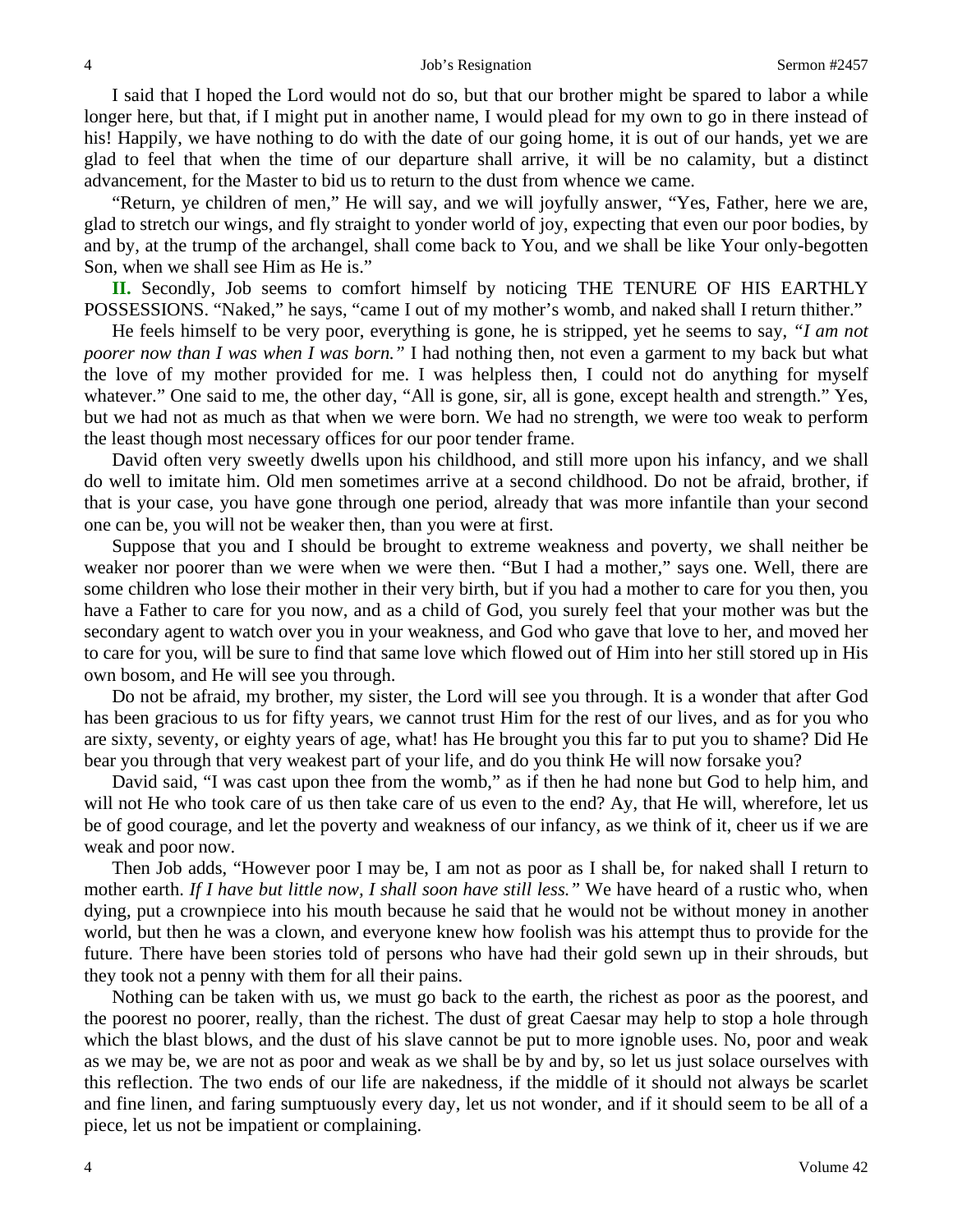I said that I hoped the Lord would not do so, but that our brother might be spared to labor a while longer here, but that, if I might put in another name, I would plead for my own to go in there instead of his! Happily, we have nothing to do with the date of our going home, it is out of our hands, yet we are glad to feel that when the time of our departure shall arrive, it will be no calamity, but a distinct advancement, for the Master to bid us to return to the dust from whence we came.

"Return, ye children of men," He will say, and we will joyfully answer, "Yes, Father, here we are, glad to stretch our wings, and fly straight to yonder world of joy, expecting that even our poor bodies, by and by, at the trump of the archangel, shall come back to You, and we shall be like Your only-begotten Son, when we shall see Him as He is."

**II.** Secondly, Job seems to comfort himself by noticing THE TENURE OF HIS EARTHLY POSSESSIONS. "Naked," he says, "came I out of my mother's womb, and naked shall I return thither."

He feels himself to be very poor, everything is gone, he is stripped, yet he seems to say, *"I am not poorer now than I was when I was born."* I had nothing then, not even a garment to my back but what the love of my mother provided for me. I was helpless then, I could not do anything for myself whatever." One said to me, the other day, "All is gone, sir, all is gone, except health and strength." Yes, but we had not as much as that when we were born. We had no strength, we were too weak to perform the least though most necessary offices for our poor tender frame.

David often very sweetly dwells upon his childhood, and still more upon his infancy, and we shall do well to imitate him. Old men sometimes arrive at a second childhood. Do not be afraid, brother, if that is your case, you have gone through one period, already that was more infantile than your second one can be, you will not be weaker then, than you were at first.

Suppose that you and I should be brought to extreme weakness and poverty, we shall neither be weaker nor poorer than we were when we were then. "But I had a mother," says one. Well, there are some children who lose their mother in their very birth, but if you had a mother to care for you then, you have a Father to care for you now, and as a child of God, you surely feel that your mother was but the secondary agent to watch over you in your weakness, and God who gave that love to her, and moved her to care for you, will be sure to find that same love which flowed out of Him into her still stored up in His own bosom, and He will see you through.

Do not be afraid, my brother, my sister, the Lord will see you through. It is a wonder that after God has been gracious to us for fifty years, we cannot trust Him for the rest of our lives, and as for you who are sixty, seventy, or eighty years of age, what! has He brought you this far to put you to shame? Did He bear you through that very weakest part of your life, and do you think He will now forsake you?

David said, "I was cast upon thee from the womb," as if then he had none but God to help him, and will not He who took care of us then take care of us even to the end? Ay, that He will, wherefore, let us be of good courage, and let the poverty and weakness of our infancy, as we think of it, cheer us if we are weak and poor now.

Then Job adds, "However poor I may be, I am not as poor as I shall be, for naked shall I return to mother earth. *If I have but little now, I shall soon have still less."* We have heard of a rustic who, when dying, put a crownpiece into his mouth because he said that he would not be without money in another world, but then he was a clown, and everyone knew how foolish was his attempt thus to provide for the future. There have been stories told of persons who have had their gold sewn up in their shrouds, but they took not a penny with them for all their pains.

Nothing can be taken with us, we must go back to the earth, the richest as poor as the poorest, and the poorest no poorer, really, than the richest. The dust of great Caesar may help to stop a hole through which the blast blows, and the dust of his slave cannot be put to more ignoble uses. No, poor and weak as we may be, we are not as poor and weak as we shall be by and by, so let us just solace ourselves with this reflection. The two ends of our life are nakedness, if the middle of it should not always be scarlet and fine linen, and faring sumptuously every day, let us not wonder, and if it should seem to be all of a piece, let us not be impatient or complaining.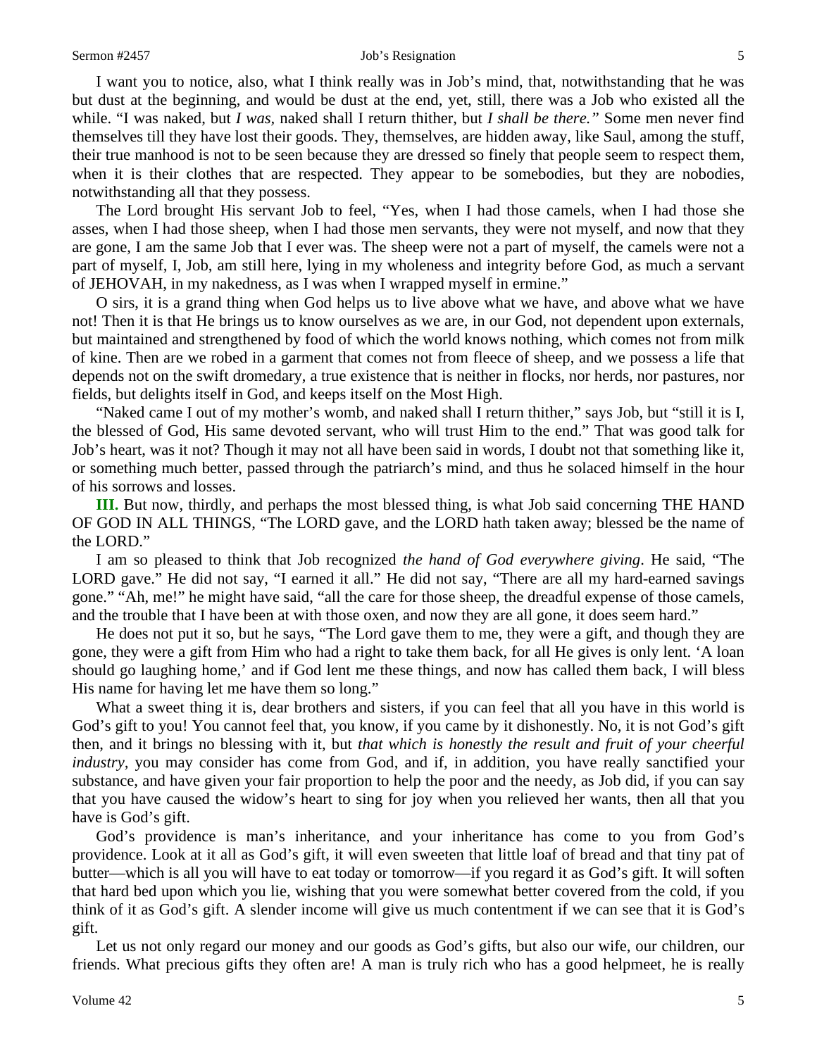I want you to notice, also, what I think really was in Job's mind, that, notwithstanding that he was but dust at the beginning, and would be dust at the end, yet, still, there was a Job who existed all the while. "I was naked, but *I was,* naked shall I return thither, but *I shall be there."* Some men never find themselves till they have lost their goods. They, themselves, are hidden away, like Saul, among the stuff, their true manhood is not to be seen because they are dressed so finely that people seem to respect them, when it is their clothes that are respected. They appear to be somebodies, but they are nobodies, notwithstanding all that they possess.

The Lord brought His servant Job to feel, "Yes, when I had those camels, when I had those she asses, when I had those sheep, when I had those men servants, they were not myself, and now that they are gone, I am the same Job that I ever was. The sheep were not a part of myself, the camels were not a part of myself, I, Job, am still here, lying in my wholeness and integrity before God, as much a servant of JEHOVAH, in my nakedness, as I was when I wrapped myself in ermine."

O sirs, it is a grand thing when God helps us to live above what we have, and above what we have not! Then it is that He brings us to know ourselves as we are, in our God, not dependent upon externals, but maintained and strengthened by food of which the world knows nothing, which comes not from milk of kine. Then are we robed in a garment that comes not from fleece of sheep, and we possess a life that depends not on the swift dromedary, a true existence that is neither in flocks, nor herds, nor pastures, nor fields, but delights itself in God, and keeps itself on the Most High.

"Naked came I out of my mother's womb, and naked shall I return thither," says Job, but "still it is I, the blessed of God, His same devoted servant, who will trust Him to the end." That was good talk for Job's heart, was it not? Though it may not all have been said in words, I doubt not that something like it, or something much better, passed through the patriarch's mind, and thus he solaced himself in the hour of his sorrows and losses.

**III.** But now, thirdly, and perhaps the most blessed thing, is what Job said concerning THE HAND OF GOD IN ALL THINGS, "The LORD gave, and the LORD hath taken away; blessed be the name of the LORD."

I am so pleased to think that Job recognized *the hand of God everywhere giving*. He said, "The LORD gave." He did not say, "I earned it all." He did not say, "There are all my hard-earned savings gone." "Ah, me!" he might have said, "all the care for those sheep, the dreadful expense of those camels, and the trouble that I have been at with those oxen, and now they are all gone, it does seem hard."

He does not put it so, but he says, "The Lord gave them to me, they were a gift, and though they are gone, they were a gift from Him who had a right to take them back, for all He gives is only lent. 'A loan should go laughing home,' and if God lent me these things, and now has called them back, I will bless His name for having let me have them so long."

What a sweet thing it is, dear brothers and sisters, if you can feel that all you have in this world is God's gift to you! You cannot feel that, you know, if you came by it dishonestly. No, it is not God's gift then, and it brings no blessing with it, but *that which is honestly the result and fruit of your cheerful industry,* you may consider has come from God, and if, in addition, you have really sanctified your substance, and have given your fair proportion to help the poor and the needy, as Job did, if you can say that you have caused the widow's heart to sing for joy when you relieved her wants, then all that you have is God's gift.

God's providence is man's inheritance, and your inheritance has come to you from God's providence. Look at it all as God's gift, it will even sweeten that little loaf of bread and that tiny pat of butter—which is all you will have to eat today or tomorrow—if you regard it as God's gift. It will soften that hard bed upon which you lie, wishing that you were somewhat better covered from the cold, if you think of it as God's gift. A slender income will give us much contentment if we can see that it is God's gift.

Let us not only regard our money and our goods as God's gifts, but also our wife, our children, our friends. What precious gifts they often are! A man is truly rich who has a good helpmeet, he is really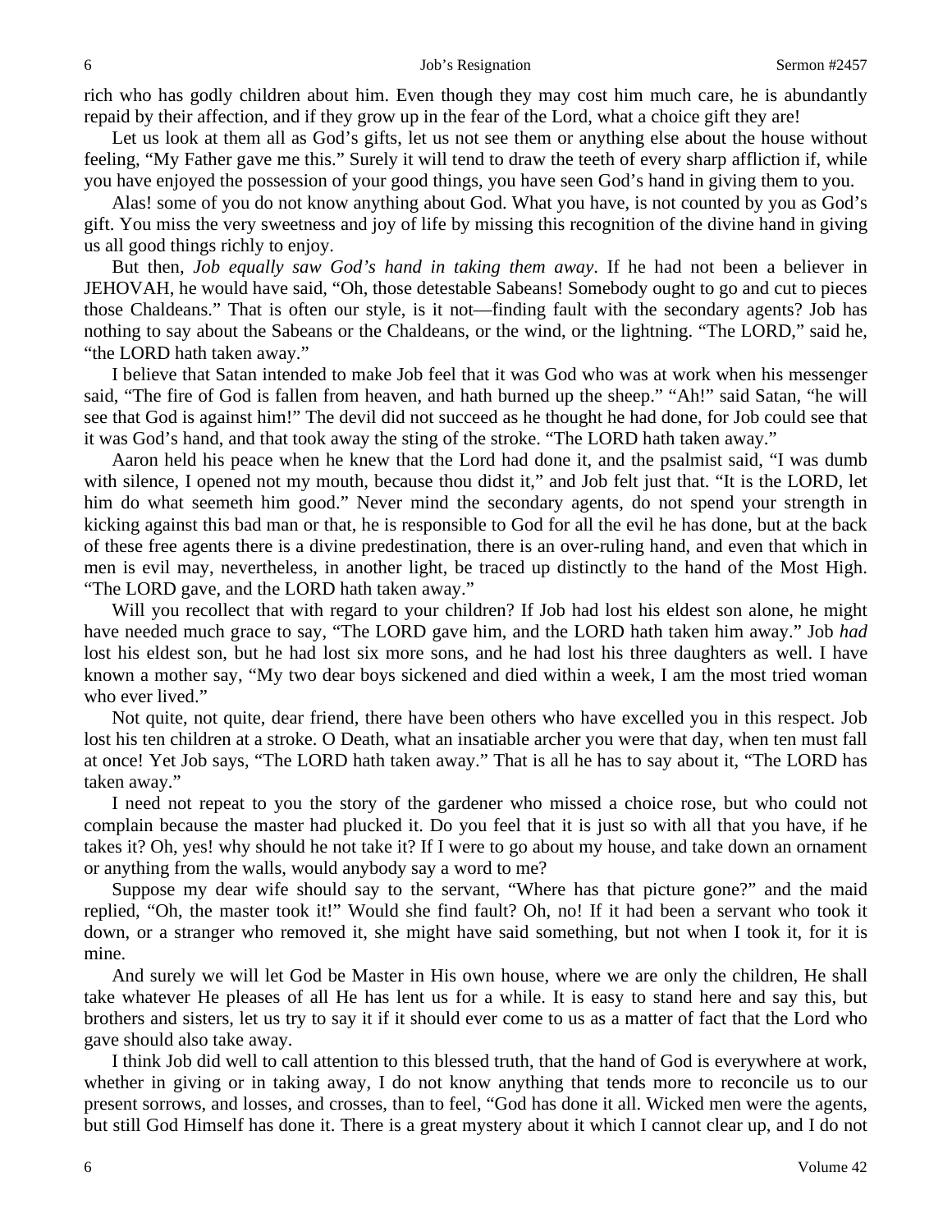rich who has godly children about him. Even though they may cost him much care, he is abundantly repaid by their affection, and if they grow up in the fear of the Lord, what a choice gift they are!

Let us look at them all as God's gifts, let us not see them or anything else about the house without feeling, "My Father gave me this." Surely it will tend to draw the teeth of every sharp affliction if, while you have enjoyed the possession of your good things, you have seen God's hand in giving them to you.

Alas! some of you do not know anything about God. What you have, is not counted by you as God's gift. You miss the very sweetness and joy of life by missing this recognition of the divine hand in giving us all good things richly to enjoy.

But then, *Job equally saw God's hand in taking them away*. If he had not been a believer in JEHOVAH, he would have said, "Oh, those detestable Sabeans! Somebody ought to go and cut to pieces those Chaldeans." That is often our style, is it not—finding fault with the secondary agents? Job has nothing to say about the Sabeans or the Chaldeans, or the wind, or the lightning. "The LORD," said he, "the LORD hath taken away."

I believe that Satan intended to make Job feel that it was God who was at work when his messenger said, "The fire of God is fallen from heaven, and hath burned up the sheep." "Ah!" said Satan, "he will see that God is against him!" The devil did not succeed as he thought he had done, for Job could see that it was God's hand, and that took away the sting of the stroke. "The LORD hath taken away."

Aaron held his peace when he knew that the Lord had done it, and the psalmist said, "I was dumb with silence, I opened not my mouth, because thou didst it," and Job felt just that. "It is the LORD, let him do what seemeth him good." Never mind the secondary agents, do not spend your strength in kicking against this bad man or that, he is responsible to God for all the evil he has done, but at the back of these free agents there is a divine predestination, there is an over-ruling hand, and even that which in men is evil may, nevertheless, in another light, be traced up distinctly to the hand of the Most High. "The LORD gave, and the LORD hath taken away."

Will you recollect that with regard to your children? If Job had lost his eldest son alone, he might have needed much grace to say, "The LORD gave him, and the LORD hath taken him away." Job *had* lost his eldest son, but he had lost six more sons, and he had lost his three daughters as well. I have known a mother say, "My two dear boys sickened and died within a week, I am the most tried woman who ever lived."

Not quite, not quite, dear friend, there have been others who have excelled you in this respect. Job lost his ten children at a stroke. O Death, what an insatiable archer you were that day, when ten must fall at once! Yet Job says, "The LORD hath taken away." That is all he has to say about it, "The LORD has taken away."

I need not repeat to you the story of the gardener who missed a choice rose, but who could not complain because the master had plucked it. Do you feel that it is just so with all that you have, if he takes it? Oh, yes! why should he not take it? If I were to go about my house, and take down an ornament or anything from the walls, would anybody say a word to me?

Suppose my dear wife should say to the servant, "Where has that picture gone?" and the maid replied, "Oh, the master took it!" Would she find fault? Oh, no! If it had been a servant who took it down, or a stranger who removed it, she might have said something, but not when I took it, for it is mine.

And surely we will let God be Master in His own house, where we are only the children, He shall take whatever He pleases of all He has lent us for a while. It is easy to stand here and say this, but brothers and sisters, let us try to say it if it should ever come to us as a matter of fact that the Lord who gave should also take away.

I think Job did well to call attention to this blessed truth, that the hand of God is everywhere at work, whether in giving or in taking away, I do not know anything that tends more to reconcile us to our present sorrows, and losses, and crosses, than to feel, "God has done it all. Wicked men were the agents, but still God Himself has done it. There is a great mystery about it which I cannot clear up, and I do not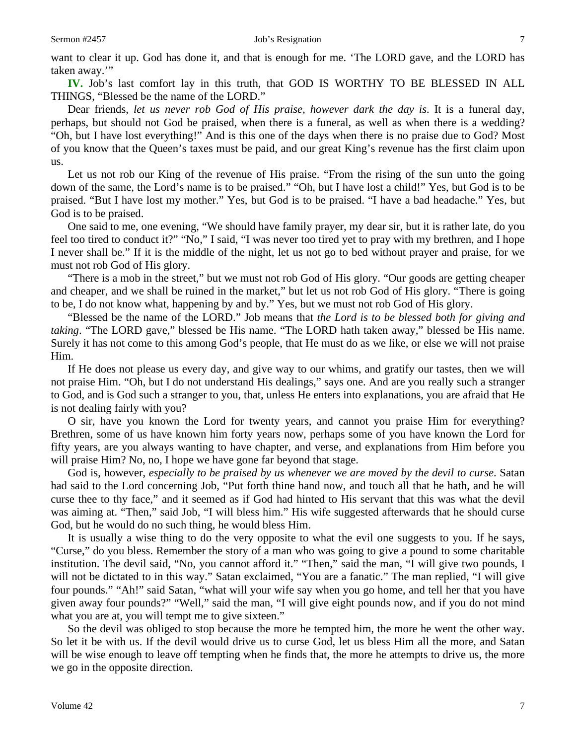want to clear it up. God has done it, and that is enough for me. 'The LORD gave, and the LORD has taken away.'"

**IV.** Job's last comfort lay in this truth, that GOD IS WORTHY TO BE BLESSED IN ALL THINGS, "Blessed be the name of the LORD."

Dear friends, *let us never rob God of His praise, however dark the day is*. It is a funeral day, perhaps, but should not God be praised, when there is a funeral, as well as when there is a wedding? "Oh, but I have lost everything!" And is this one of the days when there is no praise due to God? Most of you know that the Queen's taxes must be paid, and our great King's revenue has the first claim upon us.

Let us not rob our King of the revenue of His praise. "From the rising of the sun unto the going down of the same, the Lord's name is to be praised." "Oh, but I have lost a child!" Yes, but God is to be praised. "But I have lost my mother." Yes, but God is to be praised. "I have a bad headache." Yes, but God is to be praised.

One said to me, one evening, "We should have family prayer, my dear sir, but it is rather late, do you feel too tired to conduct it?" "No," I said, "I was never too tired yet to pray with my brethren, and I hope I never shall be." If it is the middle of the night, let us not go to bed without prayer and praise, for we must not rob God of His glory.

"There is a mob in the street," but we must not rob God of His glory. "Our goods are getting cheaper and cheaper, and we shall be ruined in the market," but let us not rob God of His glory. "There is going to be, I do not know what, happening by and by." Yes, but we must not rob God of His glory.

"Blessed be the name of the LORD." Job means that *the Lord is to be blessed both for giving and taking*. "The LORD gave," blessed be His name. "The LORD hath taken away," blessed be His name. Surely it has not come to this among God's people, that He must do as we like, or else we will not praise Him.

If He does not please us every day, and give way to our whims, and gratify our tastes, then we will not praise Him. "Oh, but I do not understand His dealings," says one. And are you really such a stranger to God, and is God such a stranger to you, that, unless He enters into explanations, you are afraid that He is not dealing fairly with you?

O sir, have you known the Lord for twenty years, and cannot you praise Him for everything? Brethren, some of us have known him forty years now, perhaps some of you have known the Lord for fifty years, are you always wanting to have chapter, and verse, and explanations from Him before you will praise Him? No, no, I hope we have gone far beyond that stage.

God is, however, *especially to be praised by us whenever we are moved by the devil to curse*. Satan had said to the Lord concerning Job, "Put forth thine hand now, and touch all that he hath, and he will curse thee to thy face," and it seemed as if God had hinted to His servant that this was what the devil was aiming at. "Then," said Job, "I will bless him." His wife suggested afterwards that he should curse God, but he would do no such thing, he would bless Him.

It is usually a wise thing to do the very opposite to what the evil one suggests to you. If he says, "Curse," do you bless. Remember the story of a man who was going to give a pound to some charitable institution. The devil said, "No, you cannot afford it." "Then," said the man, "I will give two pounds, I will not be dictated to in this way." Satan exclaimed, "You are a fanatic." The man replied, "I will give four pounds." "Ah!" said Satan, "what will your wife say when you go home, and tell her that you have given away four pounds?" "Well," said the man, "I will give eight pounds now, and if you do not mind what you are at, you will tempt me to give sixteen."

So the devil was obliged to stop because the more he tempted him, the more he went the other way. So let it be with us. If the devil would drive us to curse God, let us bless Him all the more, and Satan will be wise enough to leave off tempting when he finds that, the more he attempts to drive us, the more we go in the opposite direction.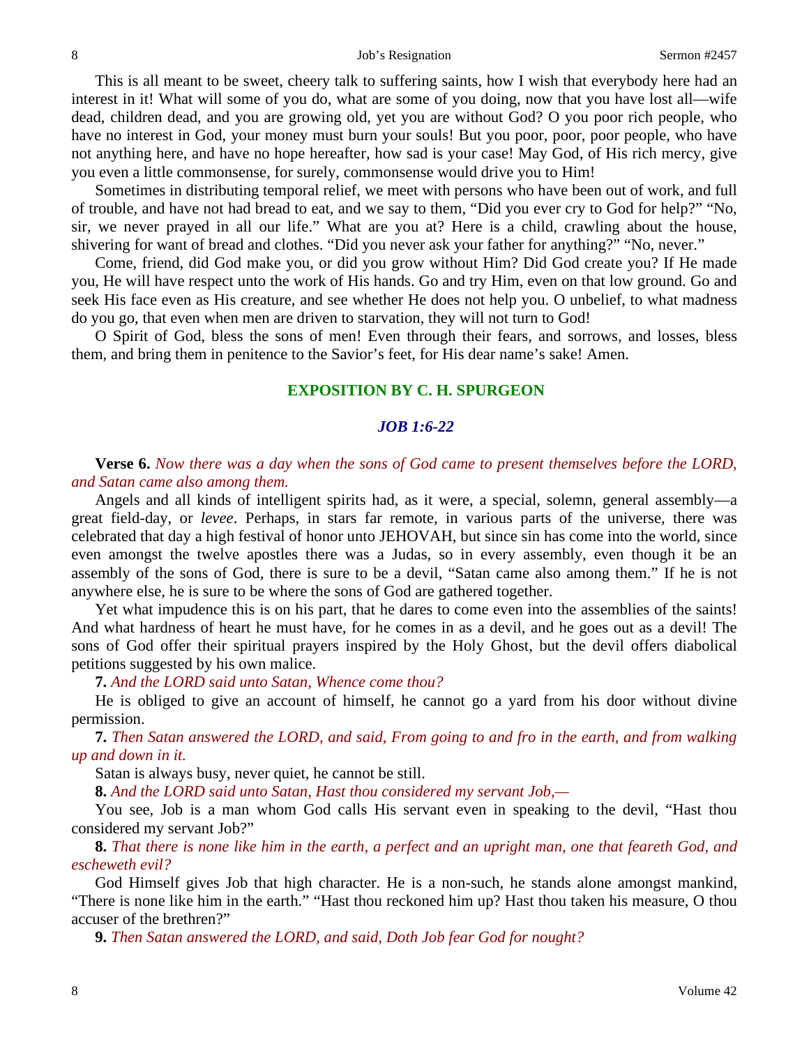This is all meant to be sweet, cheery talk to suffering saints, how I wish that everybody here had an interest in it! What will some of you do, what are some of you doing, now that you have lost all—wife dead, children dead, and you are growing old, yet you are without God? O you poor rich people, who have no interest in God, your money must burn your souls! But you poor, poor, poor people, who have not anything here, and have no hope hereafter, how sad is your case! May God, of His rich mercy, give you even a little commonsense, for surely, commonsense would drive you to Him!

Sometimes in distributing temporal relief, we meet with persons who have been out of work, and full of trouble, and have not had bread to eat, and we say to them, "Did you ever cry to God for help?" "No, sir, we never prayed in all our life." What are you at? Here is a child, crawling about the house, shivering for want of bread and clothes. "Did you never ask your father for anything?" "No, never."

Come, friend, did God make you, or did you grow without Him? Did God create you? If He made you, He will have respect unto the work of His hands. Go and try Him, even on that low ground. Go and seek His face even as His creature, and see whether He does not help you. O unbelief, to what madness do you go, that even when men are driven to starvation, they will not turn to God!

O Spirit of God, bless the sons of men! Even through their fears, and sorrows, and losses, bless them, and bring them in penitence to the Savior's feet, for His dear name's sake! Amen.

## EXPOSITION BY C. H. SPURGEON

### *JOB 1:6-22*

**Verse 6.** *Now there was a day when the sons of God came to present themselves before the LORD, and Satan came also among them.*

Angels and all kinds of intelligent spirits had, as it were, a special, solemn, general assembly—a great field-day, or *levee*. Perhaps, in stars far remote, in various parts of the universe, there was celebrated that day a high festival of honor unto JEHOVAH, but since sin has come into the world, since even amongst the twelve apostles there was a Judas, so in every assembly, even though it be an assembly of the sons of God, there is sure to be a devil, "Satan came also among them." If he is not anywhere else, he is sure to be where the sons of God are gathered together.

Yet what impudence this is on his part, that he dares to come even into the assemblies of the saints! And what hardness of heart he must have, for he comes in as a devil, and he goes out as a devil! The sons of God offer their spiritual prayers inspired by the Holy Ghost, but the devil offers diabolical petitions suggested by his own malice.

**7.** *And the LORD said unto Satan, Whence come thou?*

He is obliged to give an account of himself, he cannot go a yard from his door without divine permission.

**7.** *Then Satan answered the LORD, and said, From going to and fro in the earth, and from walking up and down in it.*

Satan is always busy, never quiet, he cannot be still.

**8.** *And the LORD said unto Satan, Hast thou considered my servant Job,—*

You see, Job is a man whom God calls His servant even in speaking to the devil, "Hast thou considered my servant Job?"

**8.** *That there is none like him in the earth, a perfect and an upright man, one that feareth God, and escheweth evil?*

God Himself gives Job that high character. He is a non-such, he stands alone amongst mankind, "There is none like him in the earth." "Hast thou reckoned him up? Hast thou taken his measure, O thou accuser of the brethren?"

**9.** *Then Satan answered the LORD, and said, Doth Job fear God for nought?*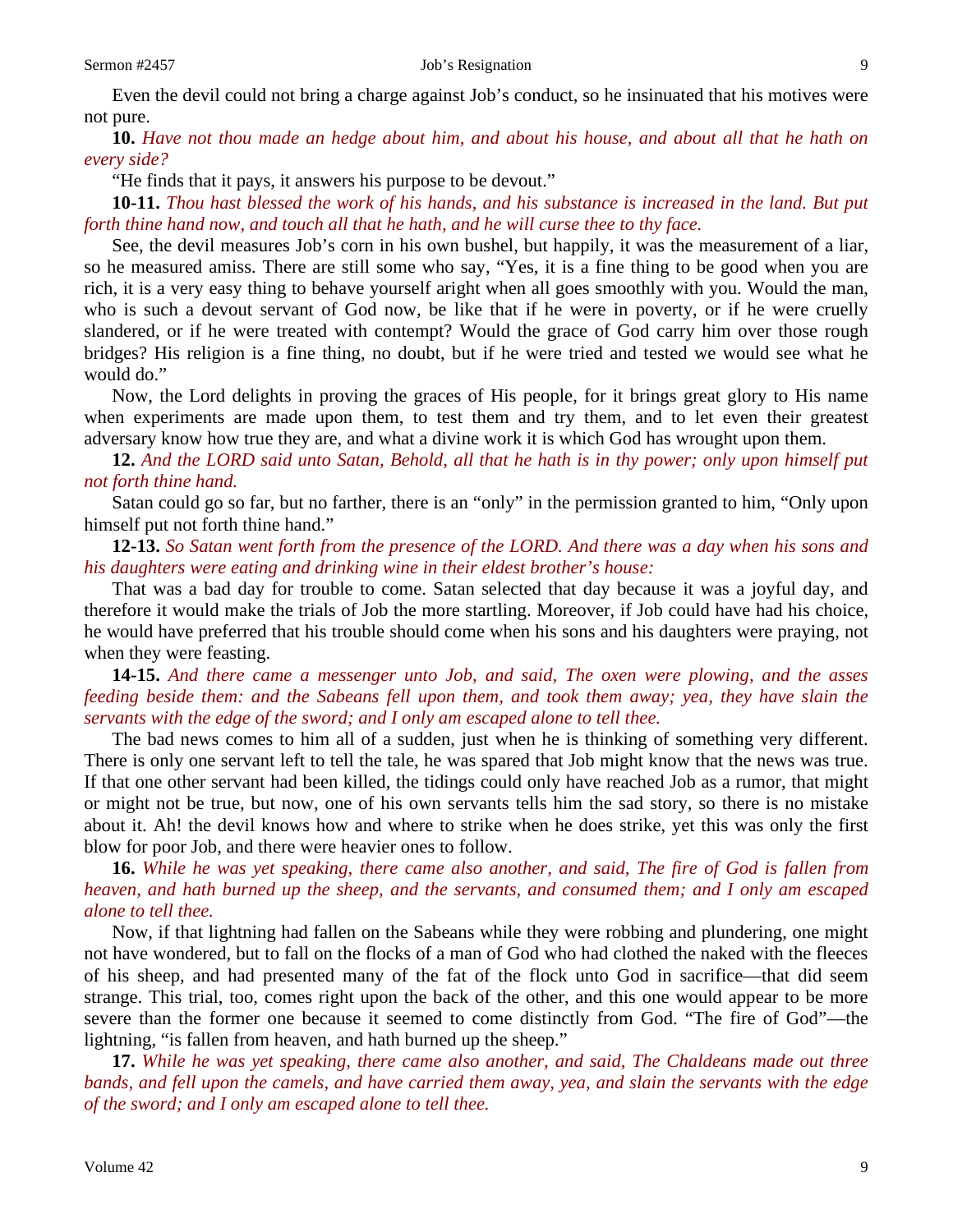Even the devil could not bring a charge against Job's conduct, so he insinuated that his motives were not pure.

**10.** *Have not thou made an hedge about him, and about his house, and about all that he hath on every side?*

"He finds that it pays, it answers his purpose to be devout."

**10-11.** *Thou hast blessed the work of his hands, and his substance is increased in the land. But put forth thine hand now, and touch all that he hath, and he will curse thee to thy face.*

See, the devil measures Job's corn in his own bushel, but happily, it was the measurement of a liar, so he measured amiss. There are still some who say, "Yes, it is a fine thing to be good when you are rich, it is a very easy thing to behave yourself aright when all goes smoothly with you. Would the man, who is such a devout servant of God now, be like that if he were in poverty, or if he were cruelly slandered, or if he were treated with contempt? Would the grace of God carry him over those rough bridges? His religion is a fine thing, no doubt, but if he were tried and tested we would see what he would do."

Now, the Lord delights in proving the graces of His people, for it brings great glory to His name when experiments are made upon them, to test them and try them, and to let even their greatest adversary know how true they are, and what a divine work it is which God has wrought upon them.

**12.** *And the LORD said unto Satan, Behold, all that he hath is in thy power; only upon himself put not forth thine hand.*

Satan could go so far, but no farther, there is an "only" in the permission granted to him, "Only upon himself put not forth thine hand."

**12-13.** *So Satan went forth from the presence of the LORD. And there was a day when his sons and his daughters were eating and drinking wine in their eldest brother's house:*

That was a bad day for trouble to come. Satan selected that day because it was a joyful day, and therefore it would make the trials of Job the more startling. Moreover, if Job could have had his choice, he would have preferred that his trouble should come when his sons and his daughters were praying, not when they were feasting.

**14-15.** *And there came a messenger unto Job, and said, The oxen were plowing, and the asses feeding beside them: and the Sabeans fell upon them, and took them away; yea, they have slain the servants with the edge of the sword; and I only am escaped alone to tell thee.*

The bad news comes to him all of a sudden, just when he is thinking of something very different. There is only one servant left to tell the tale, he was spared that Job might know that the news was true. If that one other servant had been killed, the tidings could only have reached Job as a rumor, that might or might not be true, but now, one of his own servants tells him the sad story, so there is no mistake about it. Ah! the devil knows how and where to strike when he does strike, yet this was only the first blow for poor Job, and there were heavier ones to follow.

**16.** *While he was yet speaking, there came also another, and said, The fire of God is fallen from heaven, and hath burned up the sheep, and the servants, and consumed them; and I only am escaped alone to tell thee.*

Now, if that lightning had fallen on the Sabeans while they were robbing and plundering, one might not have wondered, but to fall on the flocks of a man of God who had clothed the naked with the fleeces of his sheep, and had presented many of the fat of the flock unto God in sacrifice—that did seem strange. This trial, too, comes right upon the back of the other, and this one would appear to be more severe than the former one because it seemed to come distinctly from God. "The fire of God"—the lightning, "is fallen from heaven, and hath burned up the sheep."

**17.** *While he was yet speaking, there came also another, and said, The Chaldeans made out three bands, and fell upon the camels, and have carried them away, yea, and slain the servants with the edge of the sword; and I only am escaped alone to tell thee.*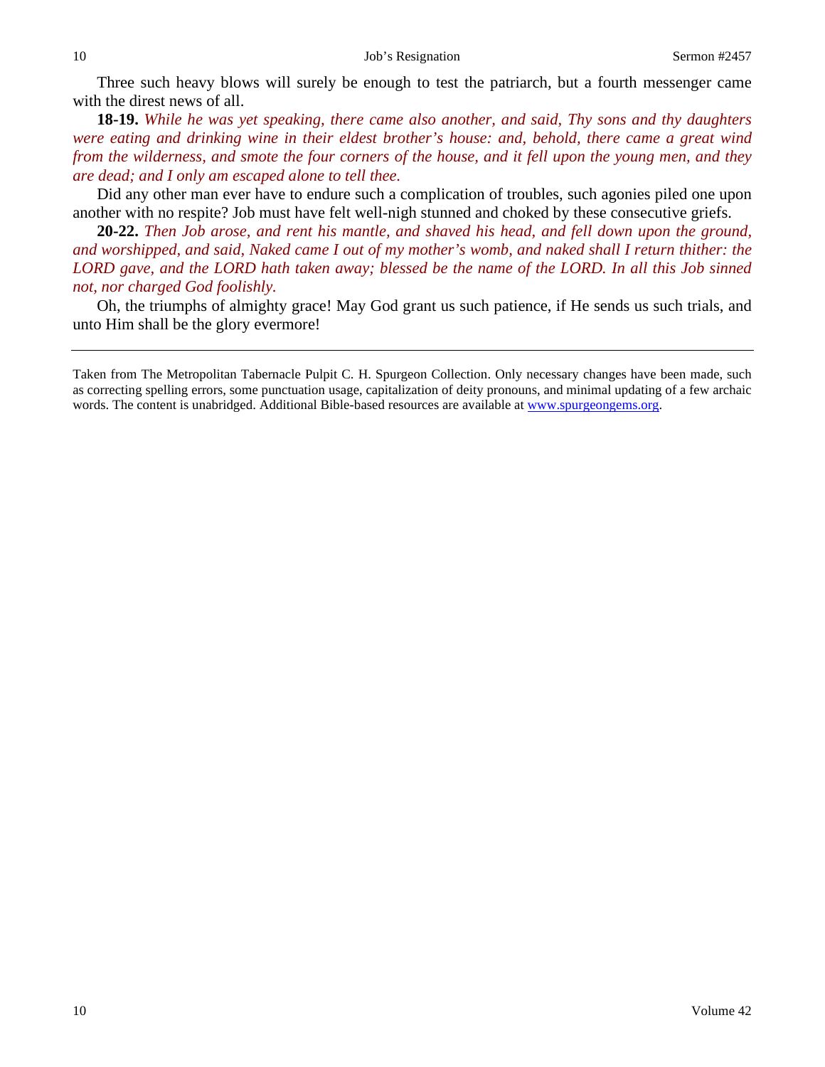Three such heavy blows will surely be enough to test the patriarch, but a fourth messenger came with the direst news of all.

**18-19.** *While he was yet speaking, there came also another, and said, Thy sons and thy daughters were eating and drinking wine in their eldest brother's house: and, behold, there came a great wind from the wilderness, and smote the four corners of the house, and it fell upon the young men, and they are dead; and I only am escaped alone to tell thee.*

Did any other man ever have to endure such a complication of troubles, such agonies piled one upon another with no respite? Job must have felt well-nigh stunned and choked by these consecutive griefs.

**20-22.** *Then Job arose, and rent his mantle, and shaved his head, and fell down upon the ground, and worshipped, and said, Naked came I out of my mother's womb, and naked shall I return thither: the LORD gave, and the LORD hath taken away; blessed be the name of the LORD. In all this Job sinned not, nor charged God foolishly.*

Oh, the triumphs of almighty grace! May God grant us such patience, if He sends us such trials, and unto Him shall be the glory evermore!

---

Taken from The Metropolitan Tabernacle Pulpit C. H. Spurgeon Collection. Only necessary changes have been made, such as correcting spelling errors, some punctuation usage, capitalization of deity pronouns, and minimal updating of a few archaic words. The content is unabridged. Additional Bible-based resources are available at [www.spurgeongems.org](http://www.spurgeongems.org).